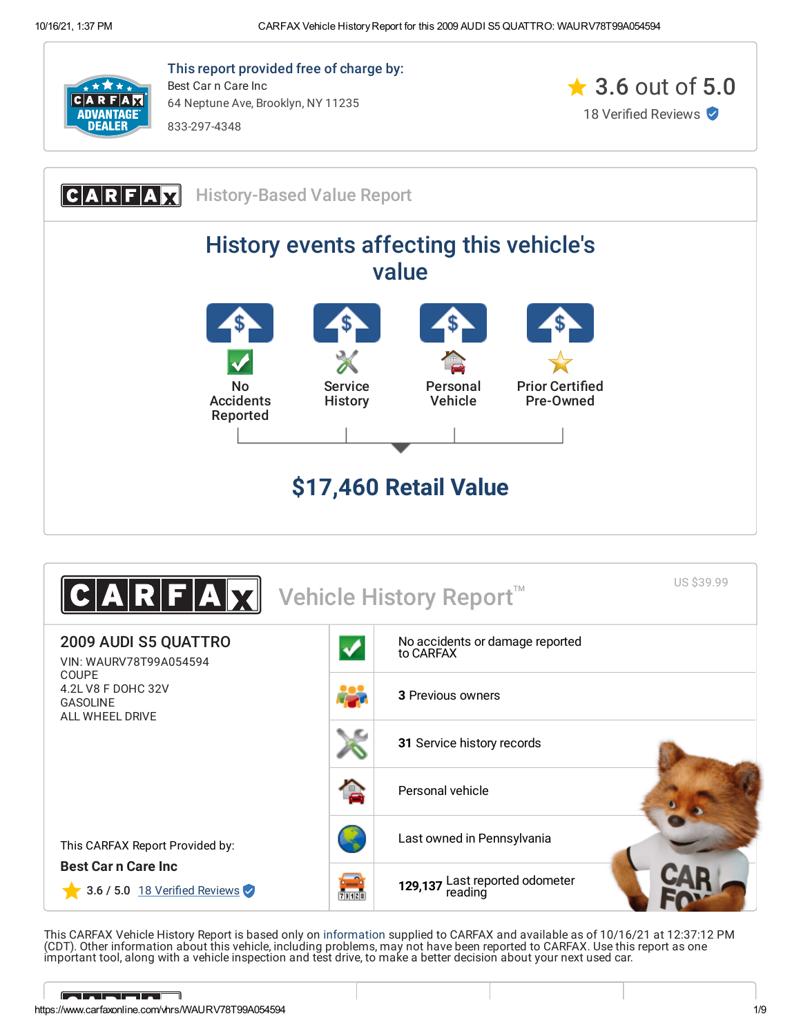This report provided free of charge by:

Best Car n Care Inc
64 Neptune Ave, Brooklyn, NY 11235
833-297-4348

3.6 out of 5.0
18 Verified Reviews

## History-Based Value Report

### History events affecting this vehicle's value

- No Accidents Reported
- Service History
- Personal Vehicle
- Prior Certified Pre-Owned

## $17,460 Retail Value

## Vehicle History Report™

US $39.99

### 2009 AUDI S5 QUATTRO

VIN: WAURV78T99A054594
COUPE
4.2L V8 F DOHC 32V
GASOLINE
ALL WHEEL DRIVE

This CARFAX Report Provided by:

**Best Car n Care Inc**

3.6 / 5.0 18 Verified Reviews

- No accidents or damage reported to CARFAX
- **3** Previous owners
- **31** Service history records
- Personal vehicle
- Last owned in Pennsylvania
- **129,137** Last reported odometer reading

This CARFAX Vehicle History Report is based only on information supplied to CARFAX and available as of 10/16/21 at 12:37:12 PM (CDT). Other information about this vehicle, including problems, may not have been reported to CARFAX. Use this report as one important tool, along with a vehicle inspection and test drive, to make a better decision about your next used car.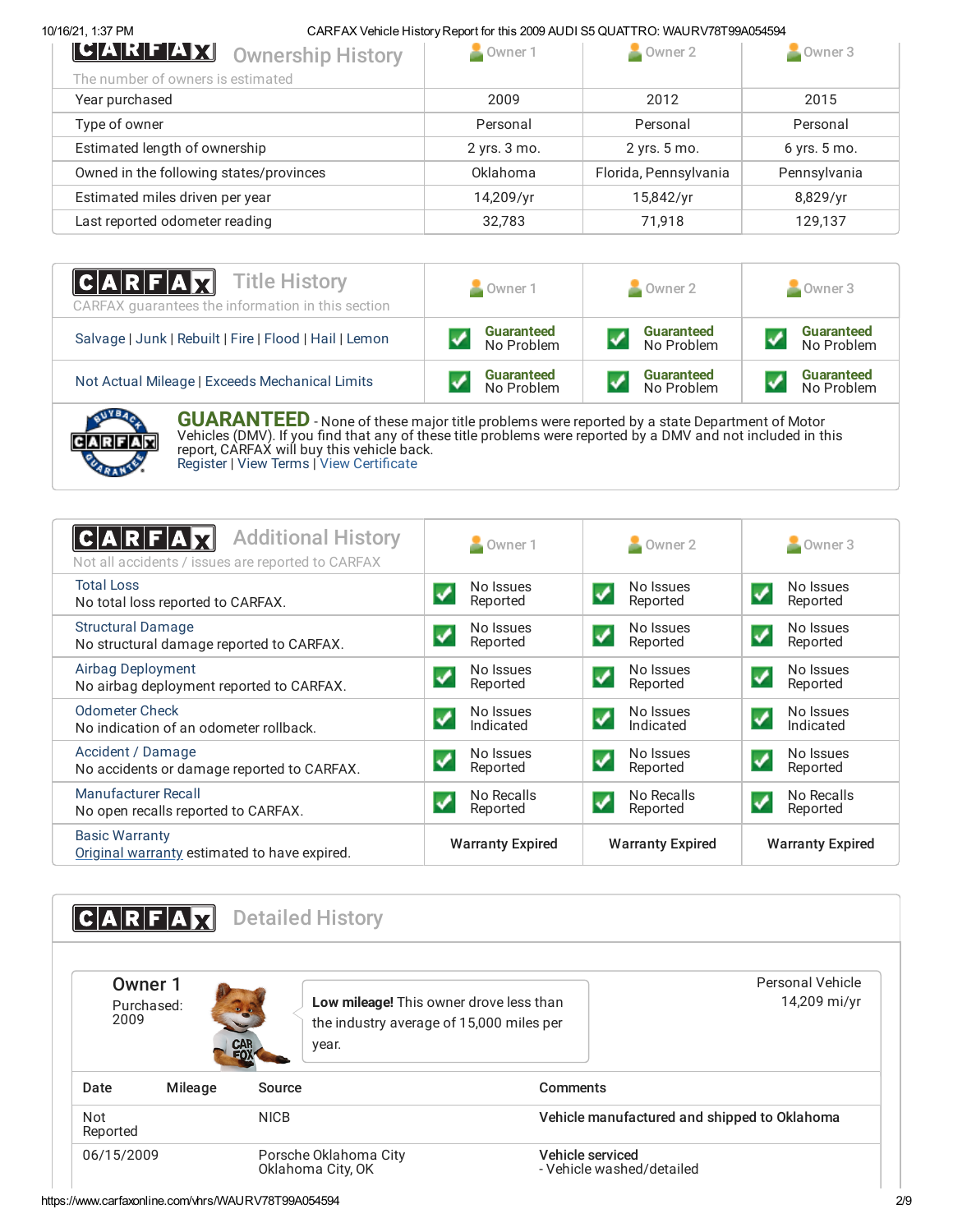## CARFAX Ownership History

The number of owners is estimated

| | Owner 1 | Owner 2 | Owner 3 |
|---|---|---|---|
| Year purchased | 2009 | 2012 | 2015 |
| Type of owner | Personal | Personal | Personal |
| Estimated length of ownership | 2 yrs. 3 mo. | 2 yrs. 5 mo. | 6 yrs. 5 mo. |
| Owned in the following states/provinces | Oklahoma | Florida, Pennsylvania | Pennsylvania |
| Estimated miles driven per year | 14,209/yr | 15,842/yr | 8,829/yr |
| Last reported odometer reading | 32,783 | 71,918 | 129,137 |

## CARFAX Title History

CARFAX guarantees the information in this section

| | Owner 1 | Owner 2 | Owner 3 |
|---|---|---|---|
| Salvage \| Junk \| Rebuilt \| Fire \| Flood \| Hail \| Lemon | Guaranteed No Problem | Guaranteed No Problem | Guaranteed No Problem |
| Not Actual Mileage \| Exceeds Mechanical Limits | Guaranteed No Problem | Guaranteed No Problem | Guaranteed No Problem |

**GUARANTEED** - None of these major title problems were reported by a state Department of Motor Vehicles (DMV). If you find that any of these title problems were reported by a DMV and not included in this report, CARFAX will buy this vehicle back.
Register | View Terms | View Certificate

## CARFAX Additional History

Not all accidents / issues are reported to CARFAX

| | Owner 1 | Owner 2 | Owner 3 |
|---|---|---|---|
| Total Loss<br>No total loss reported to CARFAX. | No Issues Reported | No Issues Reported | No Issues Reported |
| Structural Damage<br>No structural damage reported to CARFAX. | No Issues Reported | No Issues Reported | No Issues Reported |
| Airbag Deployment<br>No airbag deployment reported to CARFAX. | No Issues Reported | No Issues Reported | No Issues Reported |
| Odometer Check<br>No indication of an odometer rollback. | No Issues Indicated | No Issues Indicated | No Issues Indicated |
| Accident / Damage<br>No accidents or damage reported to CARFAX. | No Issues Reported | No Issues Reported | No Issues Reported |
| Manufacturer Recall<br>No open recalls reported to CARFAX. | No Recalls Reported | No Recalls Reported | No Recalls Reported |
| Basic Warranty<br>Original warranty estimated to have expired. | Warranty Expired | Warranty Expired | Warranty Expired |

## CARFAX Detailed History

**Owner 1**
Purchased: 2009

**Low mileage!** This owner drove less than the industry average of 15,000 miles per year.

Personal Vehicle
14,209 mi/yr

| Date | Mileage | Source | Comments |
|---|---|---|---|
| Not Reported | | NICB | **Vehicle manufactured and shipped to Oklahoma** |
| 06/15/2009 | | Porsche Oklahoma City<br>Oklahoma City, OK | **Vehicle serviced**<br>- Vehicle washed/detailed |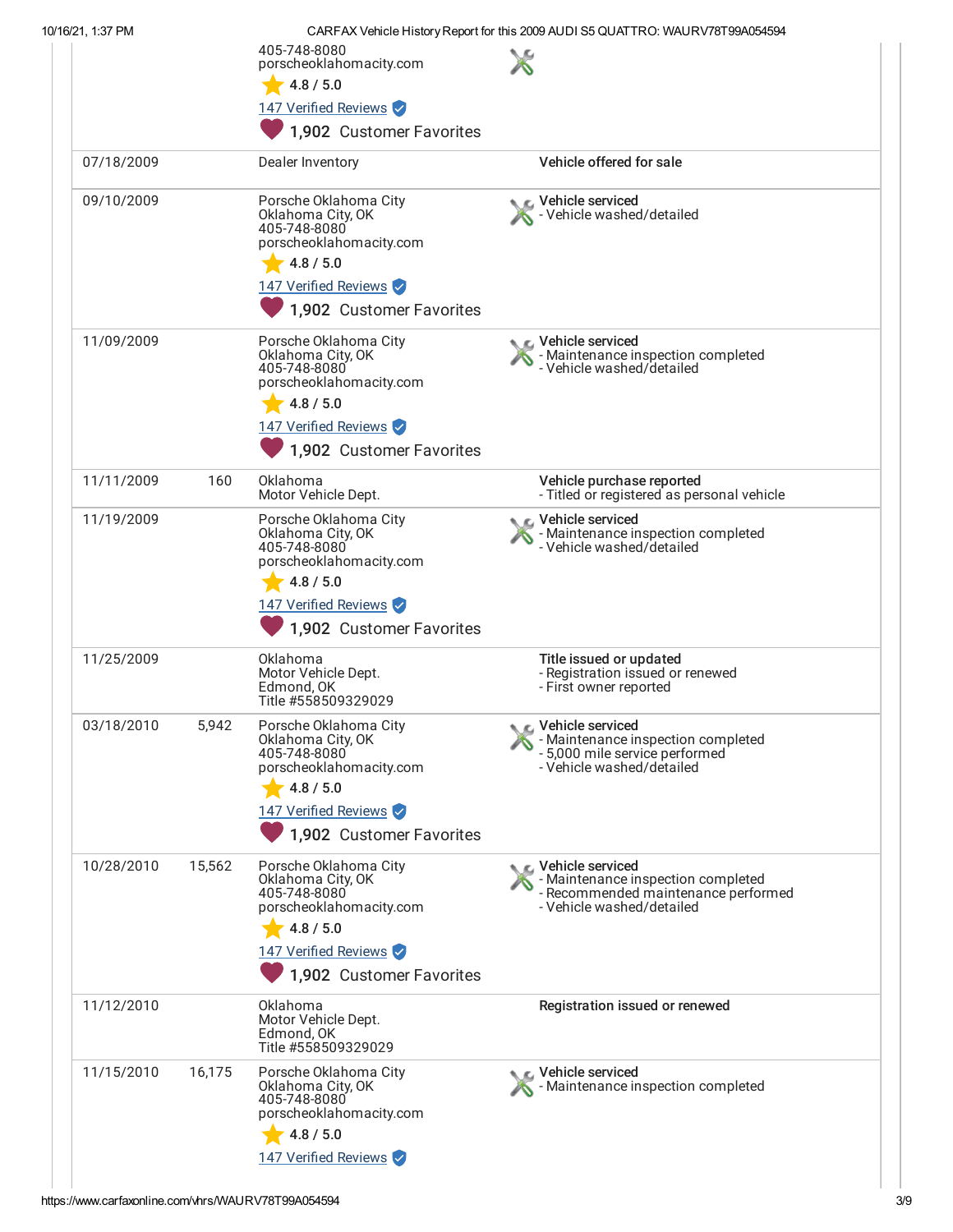| | | | |
|---|---|---|---|
| | | 405-748-8080<br>porscheoklahomacity.com<br>4.8 / 5.0<br>147 Verified Reviews<br>1,902 Customer Favorites | |
| 07/18/2009 | | Dealer Inventory | **Vehicle offered for sale** |
| 09/10/2009 | | Porsche Oklahoma City<br>Oklahoma City, OK<br>405-748-8080<br>porscheoklahomacity.com<br>4.8 / 5.0<br>147 Verified Reviews<br>1,902 Customer Favorites | **Vehicle serviced**<br>- Vehicle washed/detailed |
| 11/09/2009 | | Porsche Oklahoma City<br>Oklahoma City, OK<br>405-748-8080<br>porscheoklahomacity.com<br>4.8 / 5.0<br>147 Verified Reviews<br>1,902 Customer Favorites | **Vehicle serviced**<br>- Maintenance inspection completed<br>- Vehicle washed/detailed |
| 11/11/2009 | 160 | Oklahoma<br>Motor Vehicle Dept. | **Vehicle purchase reported**<br>- Titled or registered as personal vehicle |
| 11/19/2009 | | Porsche Oklahoma City<br>Oklahoma City, OK<br>405-748-8080<br>porscheoklahomacity.com<br>4.8 / 5.0<br>147 Verified Reviews<br>1,902 Customer Favorites | **Vehicle serviced**<br>- Maintenance inspection completed<br>- Vehicle washed/detailed |
| 11/25/2009 | | Oklahoma<br>Motor Vehicle Dept.<br>Edmond, OK<br>Title #558509329029 | **Title issued or updated**<br>- Registration issued or renewed<br>- First owner reported |
| 03/18/2010 | 5,942 | Porsche Oklahoma City<br>Oklahoma City, OK<br>405-748-8080<br>porscheoklahomacity.com<br>4.8 / 5.0<br>147 Verified Reviews<br>1,902 Customer Favorites | **Vehicle serviced**<br>- Maintenance inspection completed<br>- 5,000 mile service performed<br>- Vehicle washed/detailed |
| 10/28/2010 | 15,562 | Porsche Oklahoma City<br>Oklahoma City, OK<br>405-748-8080<br>porscheoklahomacity.com<br>4.8 / 5.0<br>147 Verified Reviews<br>1,902 Customer Favorites | **Vehicle serviced**<br>- Maintenance inspection completed<br>- Recommended maintenance performed<br>- Vehicle washed/detailed |
| 11/12/2010 | | Oklahoma<br>Motor Vehicle Dept.<br>Edmond, OK<br>Title #558509329029 | **Registration issued or renewed** |
| 11/15/2010 | 16,175 | Porsche Oklahoma City<br>Oklahoma City, OK<br>405-748-8080<br>porscheoklahomacity.com<br>4.8 / 5.0<br>147 Verified Reviews | **Vehicle serviced**<br>- Maintenance inspection completed |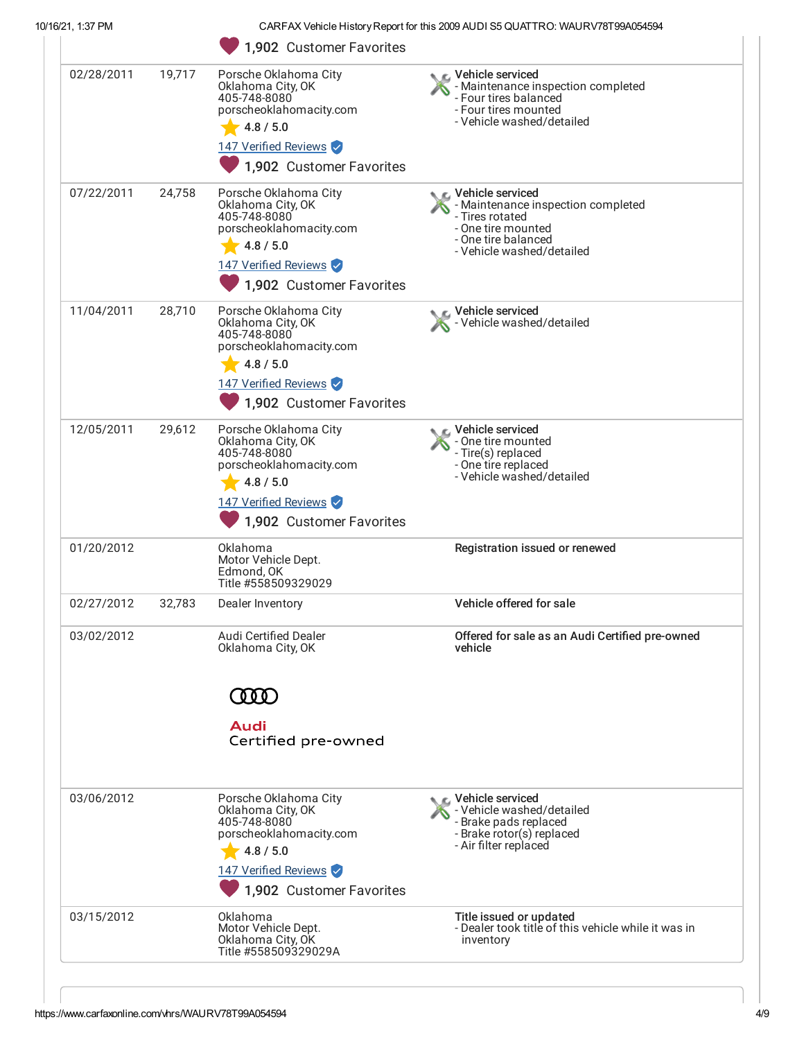| Date | Mileage | Source | Comments |
| --- | --- | --- | --- |
| | | 1,902 Customer Favorites | |
| 02/28/2011 | 19,717 | Porsche Oklahoma City<br>Oklahoma City, OK<br>405-748-8080<br>porscheoklahomacity.com<br>4.8 / 5.0<br>147 Verified Reviews<br>1,902 Customer Favorites | **Vehicle serviced**<br>- Maintenance inspection completed<br>- Four tires balanced<br>- Four tires mounted<br>- Vehicle washed/detailed |
| 07/22/2011 | 24,758 | Porsche Oklahoma City<br>Oklahoma City, OK<br>405-748-8080<br>porscheoklahomacity.com<br>4.8 / 5.0<br>147 Verified Reviews<br>1,902 Customer Favorites | **Vehicle serviced**<br>- Maintenance inspection completed<br>- Tires rotated<br>- One tire mounted<br>- One tire balanced<br>- Vehicle washed/detailed |
| 11/04/2011 | 28,710 | Porsche Oklahoma City<br>Oklahoma City, OK<br>405-748-8080<br>porscheoklahomacity.com<br>4.8 / 5.0<br>147 Verified Reviews<br>1,902 Customer Favorites | **Vehicle serviced**<br>- Vehicle washed/detailed |
| 12/05/2011 | 29,612 | Porsche Oklahoma City<br>Oklahoma City, OK<br>405-748-8080<br>porscheoklahomacity.com<br>4.8 / 5.0<br>147 Verified Reviews<br>1,902 Customer Favorites | **Vehicle serviced**<br>- One tire mounted<br>- Tire(s) replaced<br>- One tire replaced<br>- Vehicle washed/detailed |
| 01/20/2012 | | Oklahoma<br>Motor Vehicle Dept.<br>Edmond, OK<br>Title #558509329029 | **Registration issued or renewed** |
| 02/27/2012 | 32,783 | Dealer Inventory | **Vehicle offered for sale** |
| 03/02/2012 | | Audi Certified Dealer<br>Oklahoma City, OK<br>Audi<br>Certified pre-owned | **Offered for sale as an Audi Certified pre-owned vehicle** |
| 03/06/2012 | | Porsche Oklahoma City<br>Oklahoma City, OK<br>405-748-8080<br>porscheoklahomacity.com<br>4.8 / 5.0<br>147 Verified Reviews<br>1,902 Customer Favorites | **Vehicle serviced**<br>- Vehicle washed/detailed<br>- Brake pads replaced<br>- Brake rotor(s) replaced<br>- Air filter replaced |
| 03/15/2012 | | Oklahoma<br>Motor Vehicle Dept.<br>Oklahoma City, OK<br>Title #558509329029A | **Title issued or updated**<br>- Dealer took title of this vehicle while it was in inventory |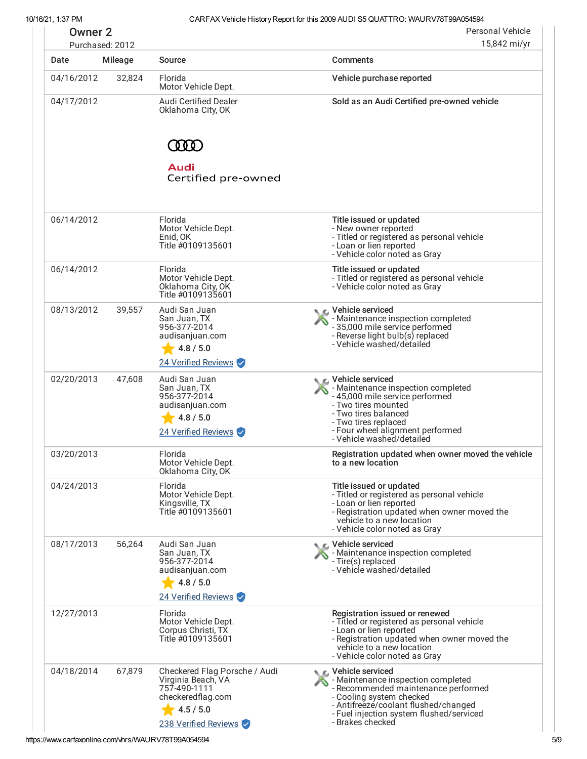## Owner 2

Purchased: 2012

Personal Vehicle

15,842 mi/yr

| Date | Mileage | Source | Comments |
|---|---|---|---|
| 04/16/2012 | 32,824 | Florida Motor Vehicle Dept. | **Vehicle purchase reported** |
| 04/17/2012 | | Audi Certified Dealer Oklahoma City, OK<br>Audi Certified pre-owned | **Sold as an Audi Certified pre-owned vehicle** |
| 06/14/2012 | | Florida Motor Vehicle Dept. Enid, OK Title #0109135601 | **Title issued or updated**<br>- New owner reported<br>- Titled or registered as personal vehicle<br>- Loan or lien reported<br>- Vehicle color noted as Gray |
| 06/14/2012 | | Florida Motor Vehicle Dept. Oklahoma City, OK Title #0109135601 | **Title issued or updated**<br>- Titled or registered as personal vehicle<br>- Vehicle color noted as Gray |
| 08/13/2012 | 39,557 | Audi San Juan San Juan, TX 956-377-2014 audisanjuan.com<br>4.8 / 5.0<br>24 Verified Reviews | **Vehicle serviced**<br>- Maintenance inspection completed<br>- 35,000 mile service performed<br>- Reverse light bulb(s) replaced<br>- Vehicle washed/detailed |
| 02/20/2013 | 47,608 | Audi San Juan San Juan, TX 956-377-2014 audisanjuan.com<br>4.8 / 5.0<br>24 Verified Reviews | **Vehicle serviced**<br>- Maintenance inspection completed<br>- 45,000 mile service performed<br>- Two tires mounted<br>- Two tires balanced<br>- Two tires replaced<br>- Four wheel alignment performed<br>- Vehicle washed/detailed |
| 03/20/2013 | | Florida Motor Vehicle Dept. Oklahoma City, OK | **Registration updated when owner moved the vehicle to a new location** |
| 04/24/2013 | | Florida Motor Vehicle Dept. Kingsville, TX Title #0109135601 | **Title issued or updated**<br>- Titled or registered as personal vehicle<br>- Loan or lien reported<br>- Registration updated when owner moved the vehicle to a new location<br>- Vehicle color noted as Gray |
| 08/17/2013 | 56,264 | Audi San Juan San Juan, TX 956-377-2014 audisanjuan.com<br>4.8 / 5.0<br>24 Verified Reviews | **Vehicle serviced**<br>- Maintenance inspection completed<br>- Tire(s) replaced<br>- Vehicle washed/detailed |
| 12/27/2013 | | Florida Motor Vehicle Dept. Corpus Christi, TX Title #0109135601 | **Registration issued or renewed**<br>- Titled or registered as personal vehicle<br>- Loan or lien reported<br>- Registration updated when owner moved the vehicle to a new location<br>- Vehicle color noted as Gray |
| 04/18/2014 | 67,879 | Checkered Flag Porsche / Audi Virginia Beach, VA 757-490-1111 checkeredflag.com<br>4.5 / 5.0<br>238 Verified Reviews | **Vehicle serviced**<br>- Maintenance inspection completed<br>- Recommended maintenance performed<br>- Cooling system checked<br>- Antifreeze/coolant flushed/changed<br>- Fuel injection system flushed/serviced<br>- Brakes checked |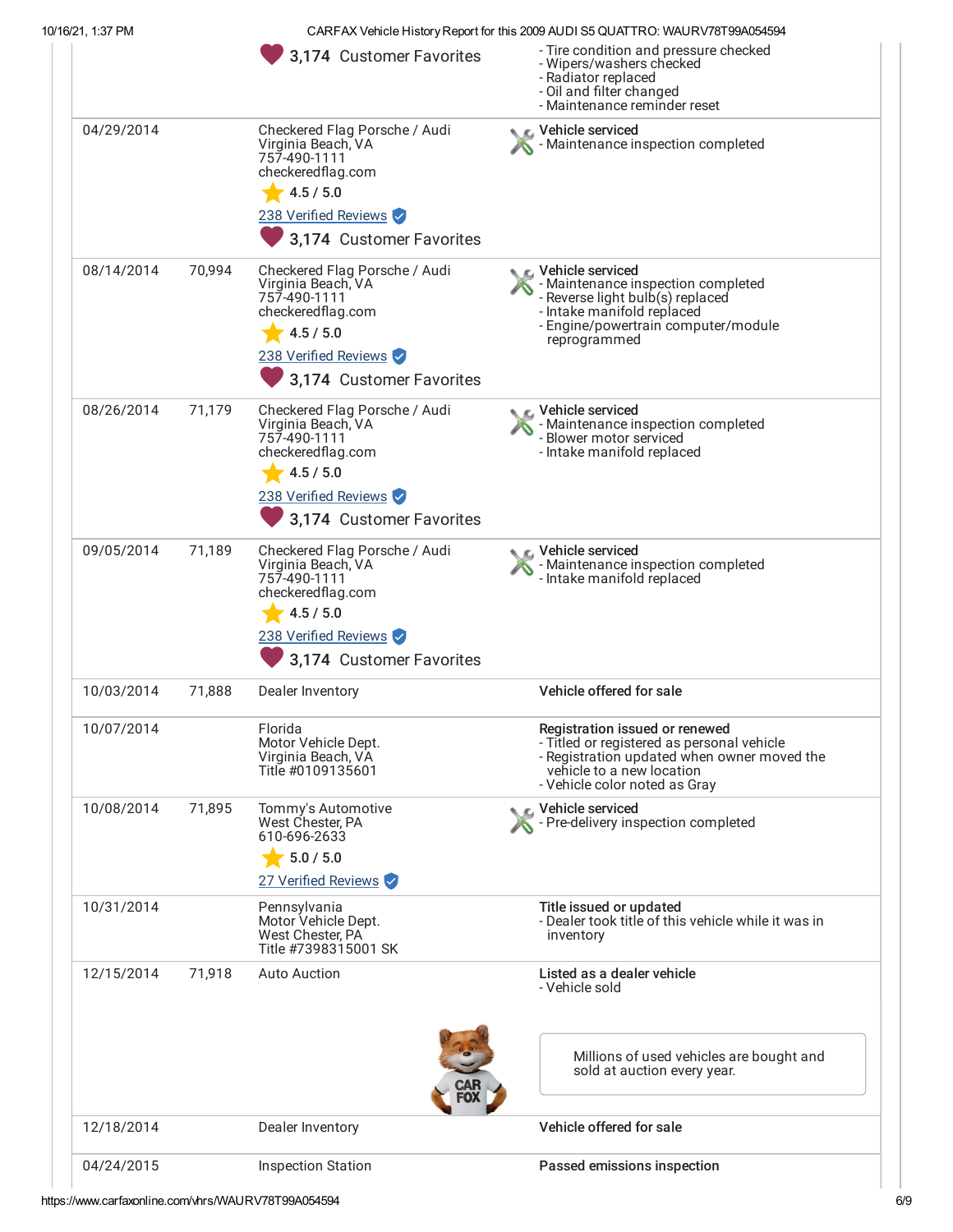| | | | |
|---|---|---|---|
| | | 3,174 Customer Favorites | - Tire condition and pressure checked<br>- Wipers/washers checked<br>- Radiator replaced<br>- Oil and filter changed<br>- Maintenance reminder reset |
| 04/29/2014 | | Checkered Flag Porsche / Audi<br>Virginia Beach, VA<br>757-490-1111<br>checkeredflag.com<br>4.5 / 5.0<br>238 Verified Reviews<br>3,174 Customer Favorites | **Vehicle serviced**<br>- Maintenance inspection completed |
| 08/14/2014 | 70,994 | Checkered Flag Porsche / Audi<br>Virginia Beach, VA<br>757-490-1111<br>checkeredflag.com<br>4.5 / 5.0<br>238 Verified Reviews<br>3,174 Customer Favorites | **Vehicle serviced**<br>- Maintenance inspection completed<br>- Reverse light bulb(s) replaced<br>- Intake manifold replaced<br>- Engine/powertrain computer/module reprogrammed |
| 08/26/2014 | 71,179 | Checkered Flag Porsche / Audi<br>Virginia Beach, VA<br>757-490-1111<br>checkeredflag.com<br>4.5 / 5.0<br>238 Verified Reviews<br>3,174 Customer Favorites | **Vehicle serviced**<br>- Maintenance inspection completed<br>- Blower motor serviced<br>- Intake manifold replaced |
| 09/05/2014 | 71,189 | Checkered Flag Porsche / Audi<br>Virginia Beach, VA<br>757-490-1111<br>checkeredflag.com<br>4.5 / 5.0<br>238 Verified Reviews<br>3,174 Customer Favorites | **Vehicle serviced**<br>- Maintenance inspection completed<br>- Intake manifold replaced |
| 10/03/2014 | 71,888 | Dealer Inventory | **Vehicle offered for sale** |
| 10/07/2014 | | Florida<br>Motor Vehicle Dept.<br>Virginia Beach, VA<br>Title #0109135601 | **Registration issued or renewed**<br>- Titled or registered as personal vehicle<br>- Registration updated when owner moved the vehicle to a new location<br>- Vehicle color noted as Gray |
| 10/08/2014 | 71,895 | Tommy's Automotive<br>West Chester, PA<br>610-696-2633<br>5.0 / 5.0<br>27 Verified Reviews | **Vehicle serviced**<br>- Pre-delivery inspection completed |
| 10/31/2014 | | Pennsylvania<br>Motor Vehicle Dept.<br>West Chester, PA<br>Title #7398315001 SK | **Title issued or updated**<br>- Dealer took title of this vehicle while it was in inventory |
| 12/15/2014 | 71,918 | Auto Auction | **Listed as a dealer vehicle**<br>- Vehicle sold<br><br>Millions of used vehicles are bought and sold at auction every year. |
| 12/18/2014 | | Dealer Inventory | **Vehicle offered for sale** |
| 04/24/2015 | | Inspection Station | **Passed emissions inspection** |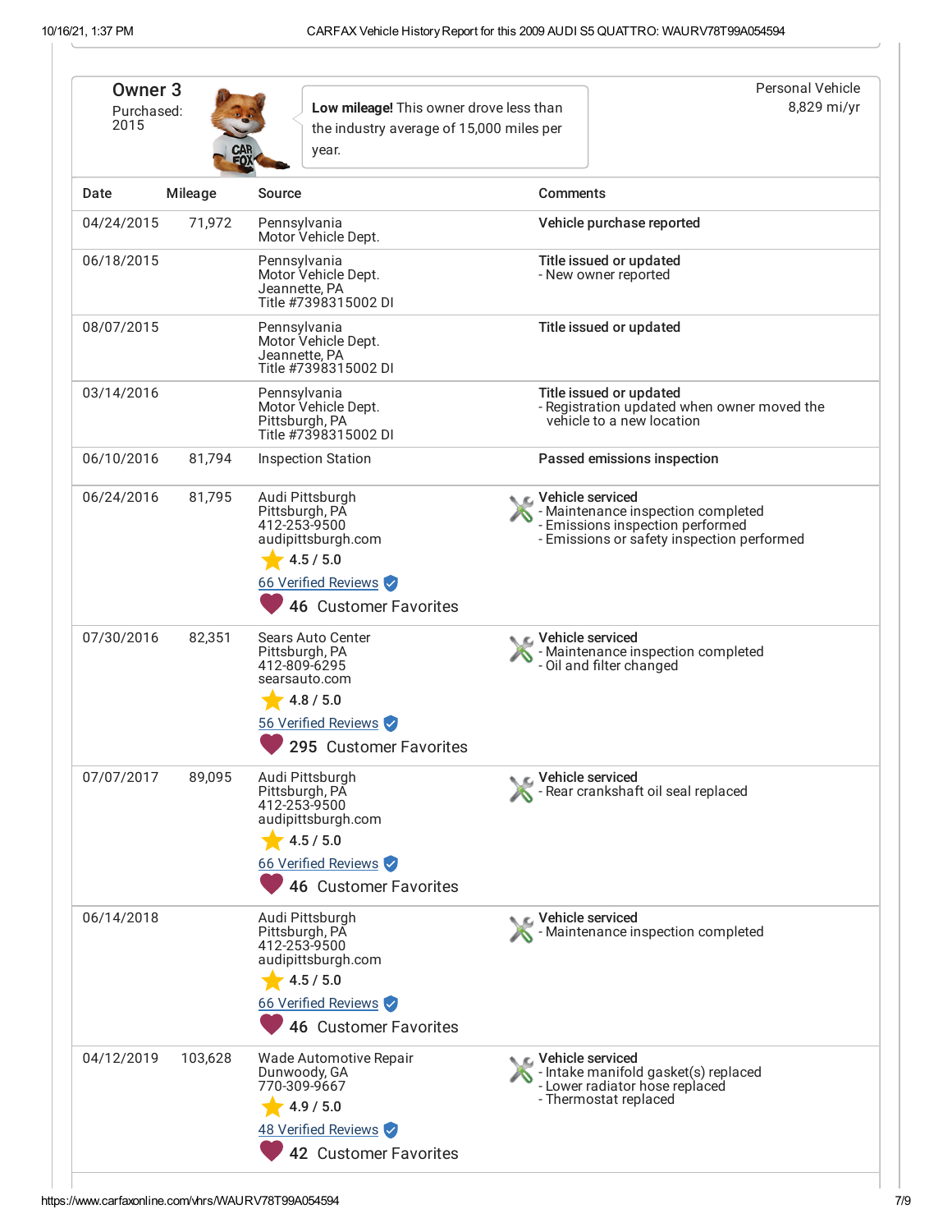## Owner 3

Purchased: 2015

**Low mileage!** This owner drove less than the industry average of 15,000 miles per year.

Personal Vehicle
8,829 mi/yr

| Date | Mileage | Source | Comments |
| --- | --- | --- | --- |
| 04/24/2015 | 71,972 | Pennsylvania Motor Vehicle Dept. | **Vehicle purchase reported** |
| 06/18/2015 | | Pennsylvania Motor Vehicle Dept. Jeannette, PA Title #7398315002 DI | **Title issued or updated** - New owner reported |
| 08/07/2015 | | Pennsylvania Motor Vehicle Dept. Jeannette, PA Title #7398315002 DI | **Title issued or updated** |
| 03/14/2016 | | Pennsylvania Motor Vehicle Dept. Pittsburgh, PA Title #7398315002 DI | **Title issued or updated** - Registration updated when owner moved the vehicle to a new location |
| 06/10/2016 | 81,794 | Inspection Station | **Passed emissions inspection** |
| 06/24/2016 | 81,795 | Audi Pittsburgh Pittsburgh, PA 412-253-9500 audipittsburgh.com 4.5 / 5.0 66 Verified Reviews 46 Customer Favorites | **Vehicle serviced** - Maintenance inspection completed - Emissions inspection performed - Emissions or safety inspection performed |
| 07/30/2016 | 82,351 | Sears Auto Center Pittsburgh, PA 412-809-6295 searsauto.com 4.8 / 5.0 56 Verified Reviews 295 Customer Favorites | **Vehicle serviced** - Maintenance inspection completed - Oil and filter changed |
| 07/07/2017 | 89,095 | Audi Pittsburgh Pittsburgh, PA 412-253-9500 audipittsburgh.com 4.5 / 5.0 66 Verified Reviews 46 Customer Favorites | **Vehicle serviced** - Rear crankshaft oil seal replaced |
| 06/14/2018 | | Audi Pittsburgh Pittsburgh, PA 412-253-9500 audipittsburgh.com 4.5 / 5.0 66 Verified Reviews 46 Customer Favorites | **Vehicle serviced** - Maintenance inspection completed |
| 04/12/2019 | 103,628 | Wade Automotive Repair Dunwoody, GA 770-309-9667 4.9 / 5.0 48 Verified Reviews 42 Customer Favorites | **Vehicle serviced** - Intake manifold gasket(s) replaced - Lower radiator hose replaced - Thermostat replaced |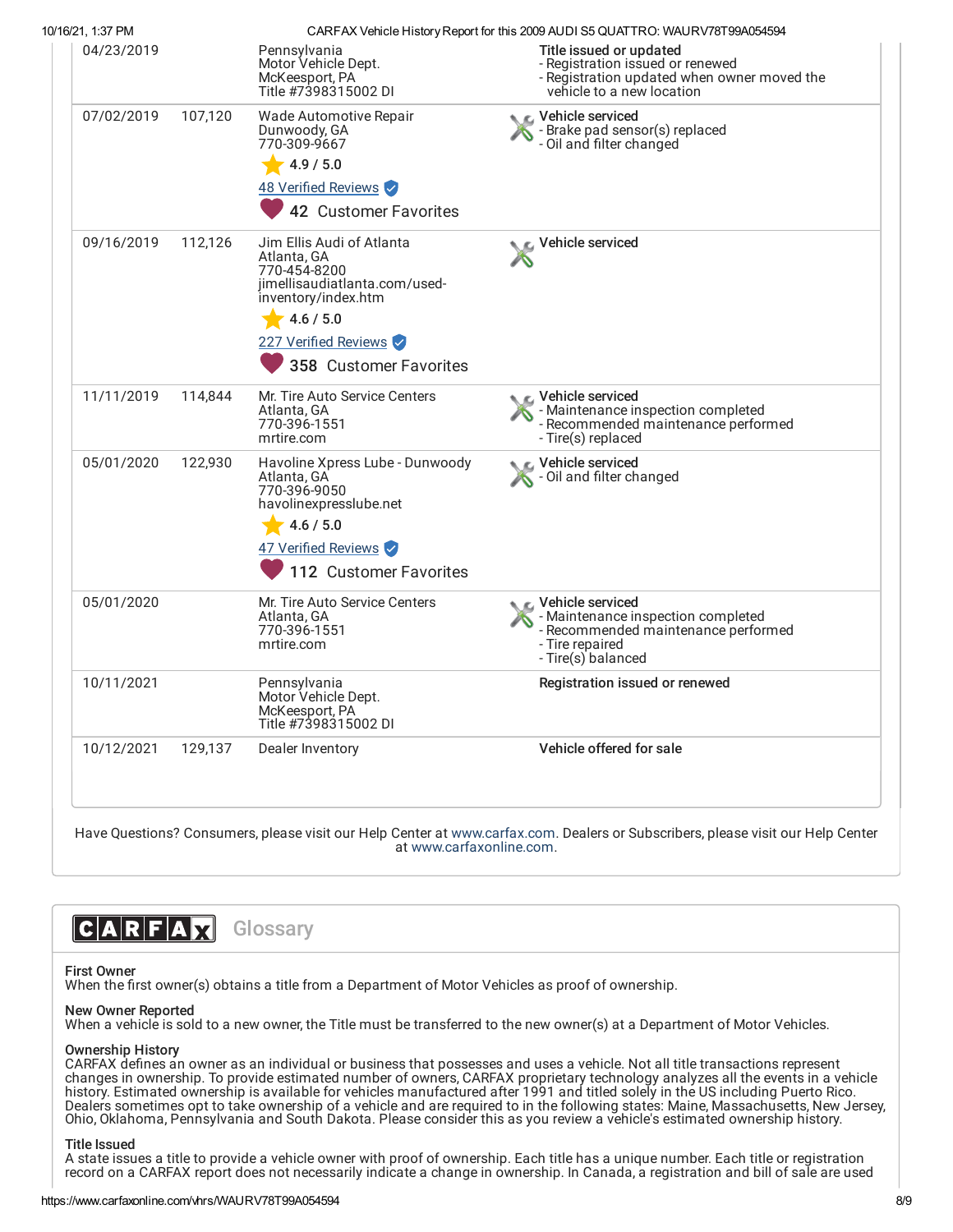| Date | Mileage | Source | Comments |
|---|---|---|---|
| 04/23/2019 | | Pennsylvania<br>Motor Vehicle Dept.<br>McKeesport, PA<br>Title #7398315002 DI | **Title issued or updated**<br>- Registration issued or renewed<br>- Registration updated when owner moved the vehicle to a new location |
| 07/02/2019 | 107,120 | Wade Automotive Repair<br>Dunwoody, GA<br>770-309-9667<br>4.9 / 5.0<br>48 Verified Reviews<br>42 Customer Favorites | **Vehicle serviced**<br>- Brake pad sensor(s) replaced<br>- Oil and filter changed |
| 09/16/2019 | 112,126 | Jim Ellis Audi of Atlanta<br>Atlanta, GA<br>770-454-8200<br>jimellisaudiatlanta.com/used-inventory/index.htm<br>4.6 / 5.0<br>227 Verified Reviews<br>358 Customer Favorites | **Vehicle serviced** |
| 11/11/2019 | 114,844 | Mr. Tire Auto Service Centers<br>Atlanta, GA<br>770-396-1551<br>mrtire.com | **Vehicle serviced**<br>- Maintenance inspection completed<br>- Recommended maintenance performed<br>- Tire(s) replaced |
| 05/01/2020 | 122,930 | Havoline Xpress Lube - Dunwoody<br>Atlanta, GA<br>770-396-9050<br>havolinexpresslube.net<br>4.6 / 5.0<br>47 Verified Reviews<br>112 Customer Favorites | **Vehicle serviced**<br>- Oil and filter changed |
| 05/01/2020 | | Mr. Tire Auto Service Centers<br>Atlanta, GA<br>770-396-1551<br>mrtire.com | **Vehicle serviced**<br>- Maintenance inspection completed<br>- Recommended maintenance performed<br>- Tire repaired<br>- Tire(s) balanced |
| 10/11/2021 | | Pennsylvania<br>Motor Vehicle Dept.<br>McKeesport, PA<br>Title #7398315002 DI | **Registration issued or renewed** |
| 10/12/2021 | 129,137 | Dealer Inventory | **Vehicle offered for sale** |

Have Questions? Consumers, please visit our Help Center at www.carfax.com. Dealers or Subscribers, please visit our Help Center at www.carfaxonline.com.

## CARFAX Glossary

**First Owner**
When the first owner(s) obtains a title from a Department of Motor Vehicles as proof of ownership.

**New Owner Reported**
When a vehicle is sold to a new owner, the Title must be transferred to the new owner(s) at a Department of Motor Vehicles.

**Ownership History**
CARFAX defines an owner as an individual or business that possesses and uses a vehicle. Not all title transactions represent changes in ownership. To provide estimated number of owners, CARFAX proprietary technology analyzes all the events in a vehicle history. Estimated ownership is available for vehicles manufactured after 1991 and titled solely in the US including Puerto Rico. Dealers sometimes opt to take ownership of a vehicle and are required to in the following states: Maine, Massachusetts, New Jersey, Ohio, Oklahoma, Pennsylvania and South Dakota. Please consider this as you review a vehicle's estimated ownership history.

**Title Issued**
A state issues a title to provide a vehicle owner with proof of ownership. Each title has a unique number. Each title or registration record on a CARFAX report does not necessarily indicate a change in ownership. In Canada, a registration and bill of sale are used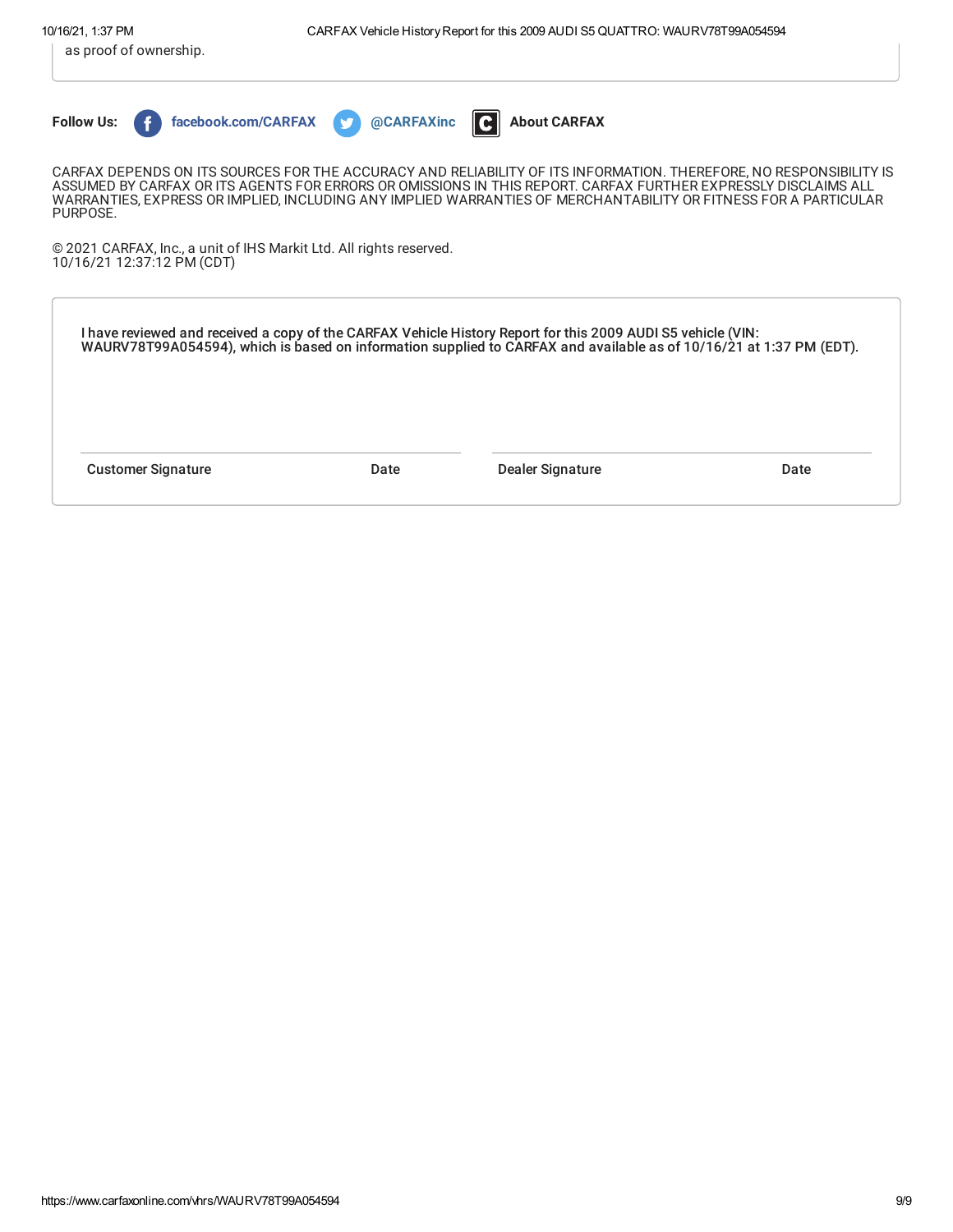as proof of ownership.

**Follow Us:** facebook.com/CARFAX @CARFAXinc **About CARFAX**

CARFAX DEPENDS ON ITS SOURCES FOR THE ACCURACY AND RELIABILITY OF ITS INFORMATION. THEREFORE, NO RESPONSIBILITY IS ASSUMED BY CARFAX OR ITS AGENTS FOR ERRORS OR OMISSIONS IN THIS REPORT. CARFAX FURTHER EXPRESSLY DISCLAIMS ALL WARRANTIES, EXPRESS OR IMPLIED, INCLUDING ANY IMPLIED WARRANTIES OF MERCHANTABILITY OR FITNESS FOR A PARTICULAR PURPOSE.

© 2021 CARFAX, Inc., a unit of IHS Markit Ltd. All rights reserved.
10/16/21 12:37:12 PM (CDT)

I have reviewed and received a copy of the CARFAX Vehicle History Report for this 2009 AUDI S5 vehicle (VIN: WAURV78T99A054594), which is based on information supplied to CARFAX and available as of 10/16/21 at 1:37 PM (EDT).

Customer Signature Date

Dealer Signature Date